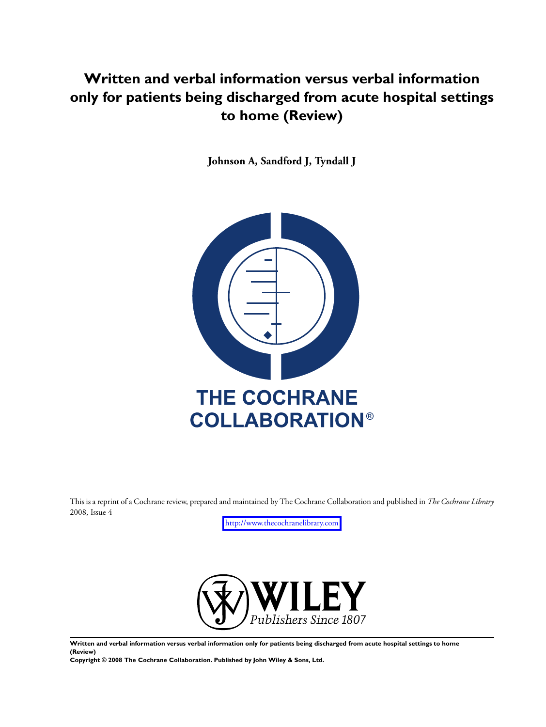# Written and verbal information versus verbal information only for patients being discharged from acute hospital settings to home (Review)

**Johnson A, Sandford J, Tyndall J**

THE COCHRANE COLLABORATION®

This is a reprint of a Cochrane review, prepared and maintained by The Cochrane Collaboration and published in *The Cochrane Library* 2008, Issue 4

http://www.thecochranelibrary.com

WILEY
*Publishers Since 1807*

**Written and verbal information versus verbal information only for patients being discharged from acute hospital settings to home (Review)**
**Copyright © 2008 The Cochrane Collaboration. Published by John Wiley & Sons, Ltd.**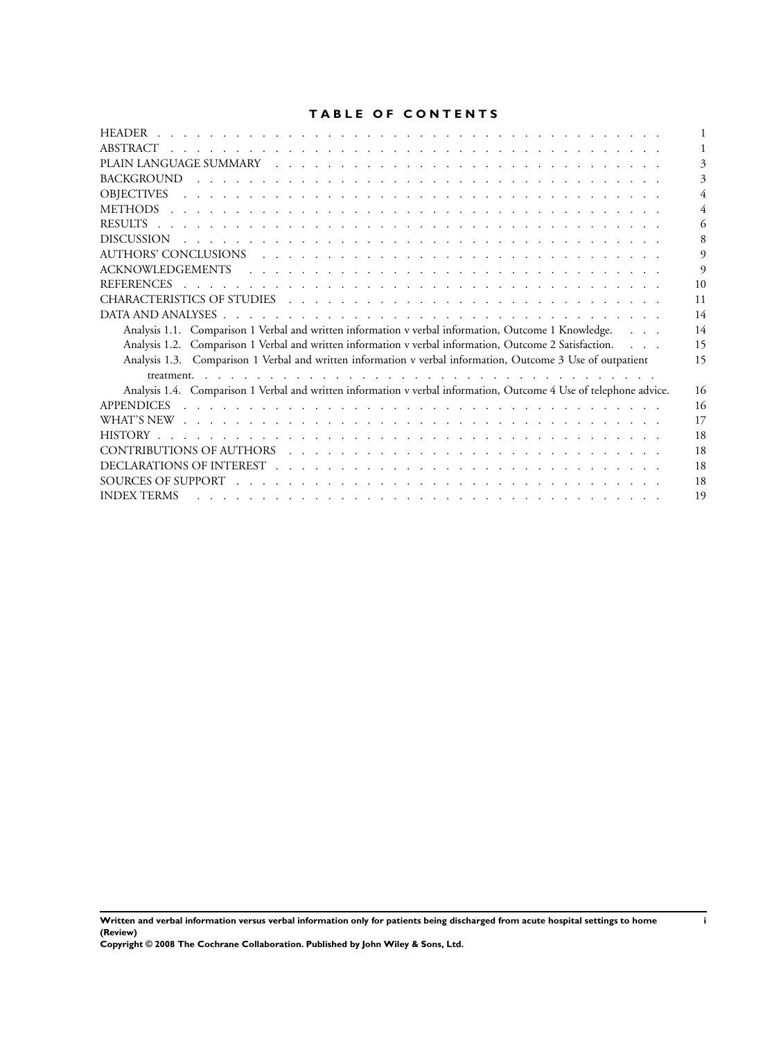# TABLE OF CONTENTS

| | |
|---|---|
| HEADER | 1 |
| ABSTRACT | 1 |
| PLAIN LANGUAGE SUMMARY | 3 |
| BACKGROUND | 3 |
| OBJECTIVES | 4 |
| METHODS | 4 |
| RESULTS | 6 |
| DISCUSSION | 8 |
| AUTHORS' CONCLUSIONS | 9 |
| ACKNOWLEDGEMENTS | 9 |
| REFERENCES | 10 |
| CHARACTERISTICS OF STUDIES | 11 |
| DATA AND ANALYSES | 14 |
| Analysis 1.1. Comparison 1 Verbal and written information v verbal information, Outcome 1 Knowledge. | 14 |
| Analysis 1.2. Comparison 1 Verbal and written information v verbal information, Outcome 2 Satisfaction. | 15 |
| Analysis 1.3. Comparison 1 Verbal and written information v verbal information, Outcome 3 Use of outpatient treatment. | 15 |
| Analysis 1.4. Comparison 1 Verbal and written information v verbal information, Outcome 4 Use of telephone advice. | 16 |
| APPENDICES | 16 |
| WHAT'S NEW | 17 |
| HISTORY | 18 |
| CONTRIBUTIONS OF AUTHORS | 18 |
| DECLARATIONS OF INTEREST | 18 |
| SOURCES OF SUPPORT | 18 |
| INDEX TERMS | 19 |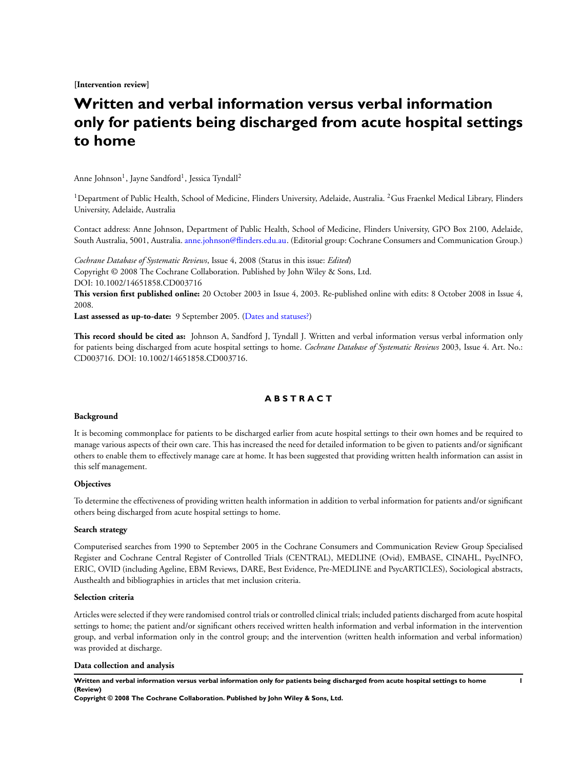**[Intervention review]**

# Written and verbal information versus verbal information only for patients being discharged from acute hospital settings to home

Anne Johnson[1], Jayne Sandford[1], Jessica Tyndall[2]

[1]Department of Public Health, School of Medicine, Flinders University, Adelaide, Australia. [2]Gus Fraenkel Medical Library, Flinders University, Adelaide, Australia

Contact address: Anne Johnson, Department of Public Health, School of Medicine, Flinders University, GPO Box 2100, Adelaide, South Australia, 5001, Australia. anne.johnson@flinders.edu.au. (Editorial group: Cochrane Consumers and Communication Group.)

*Cochrane Database of Systematic Reviews*, Issue 4, 2008 (Status in this issue: *Edited*)
Copyright © 2008 The Cochrane Collaboration. Published by John Wiley & Sons, Ltd.
DOI: 10.1002/14651858.CD003716

**This version first published online:** 20 October 2003 in Issue 4, 2003. Re-published online with edits: 8 October 2008 in Issue 4, 2008.

**Last assessed as up-to-date:** 9 September 2005. (Dates and statuses?)

**This record should be cited as:** Johnson A, Sandford J, Tyndall J. Written and verbal information versus verbal information only for patients being discharged from acute hospital settings to home. *Cochrane Database of Systematic Reviews* 2003, Issue 4. Art. No.: CD003716. DOI: 10.1002/14651858.CD003716.

## ABSTRACT

### Background

It is becoming commonplace for patients to be discharged earlier from acute hospital settings to their own homes and be required to manage various aspects of their own care. This has increased the need for detailed information to be given to patients and/or significant others to enable them to effectively manage care at home. It has been suggested that providing written health information can assist in this self management.

### Objectives

To determine the effectiveness of providing written health information in addition to verbal information for patients and/or significant others being discharged from acute hospital settings to home.

### Search strategy

Computerised searches from 1990 to September 2005 in the Cochrane Consumers and Communication Review Group Specialised Register and Cochrane Central Register of Controlled Trials (CENTRAL), MEDLINE (Ovid), EMBASE, CINAHL, PsycINFO, ERIC, OVID (including Ageline, EBM Reviews, DARE, Best Evidence, Pre-MEDLINE and PsycARTICLES), Sociological abstracts, Austhealth and bibliographies in articles that met inclusion criteria.

### Selection criteria

Articles were selected if they were randomised control trials or controlled clinical trials; included patients discharged from acute hospital settings to home; the patient and/or significant others received written health information and verbal information in the intervention group, and verbal information only in the control group; and the intervention (written health information and verbal information) was provided at discharge.

### Data collection and analysis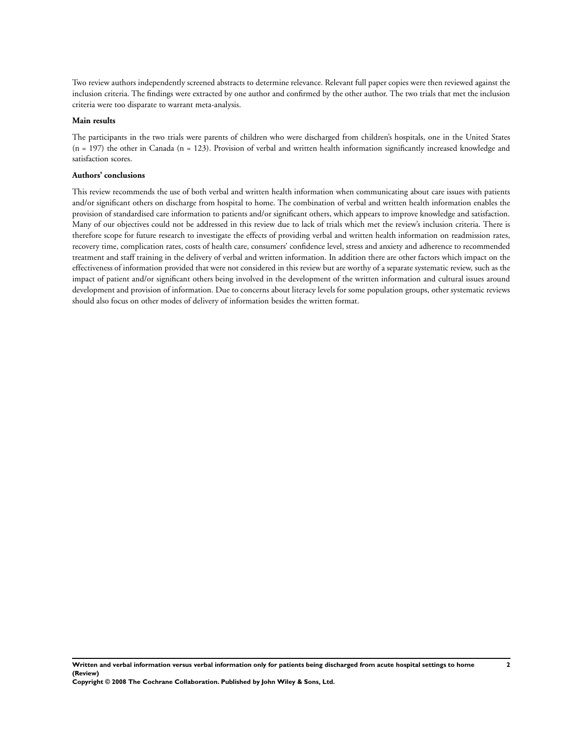Two review authors independently screened abstracts to determine relevance. Relevant full paper copies were then reviewed against the inclusion criteria. The findings were extracted by one author and confirmed by the other author. The two trials that met the inclusion criteria were too disparate to warrant meta-analysis.

### Main results

The participants in the two trials were parents of children who were discharged from children's hospitals, one in the United States (n = 197) the other in Canada (n = 123). Provision of verbal and written health information significantly increased knowledge and satisfaction scores.

### Authors' conclusions

This review recommends the use of both verbal and written health information when communicating about care issues with patients and/or significant others on discharge from hospital to home. The combination of verbal and written health information enables the provision of standardised care information to patients and/or significant others, which appears to improve knowledge and satisfaction. Many of our objectives could not be addressed in this review due to lack of trials which met the review's inclusion criteria. There is therefore scope for future research to investigate the effects of providing verbal and written health information on readmission rates, recovery time, complication rates, costs of health care, consumers' confidence level, stress and anxiety and adherence to recommended treatment and staff training in the delivery of verbal and written information. In addition there are other factors which impact on the effectiveness of information provided that were not considered in this review but are worthy of a separate systematic review, such as the impact of patient and/or significant others being involved in the development of the written information and cultural issues around development and provision of information. Due to concerns about literacy levels for some population groups, other systematic reviews should also focus on other modes of delivery of information besides the written format.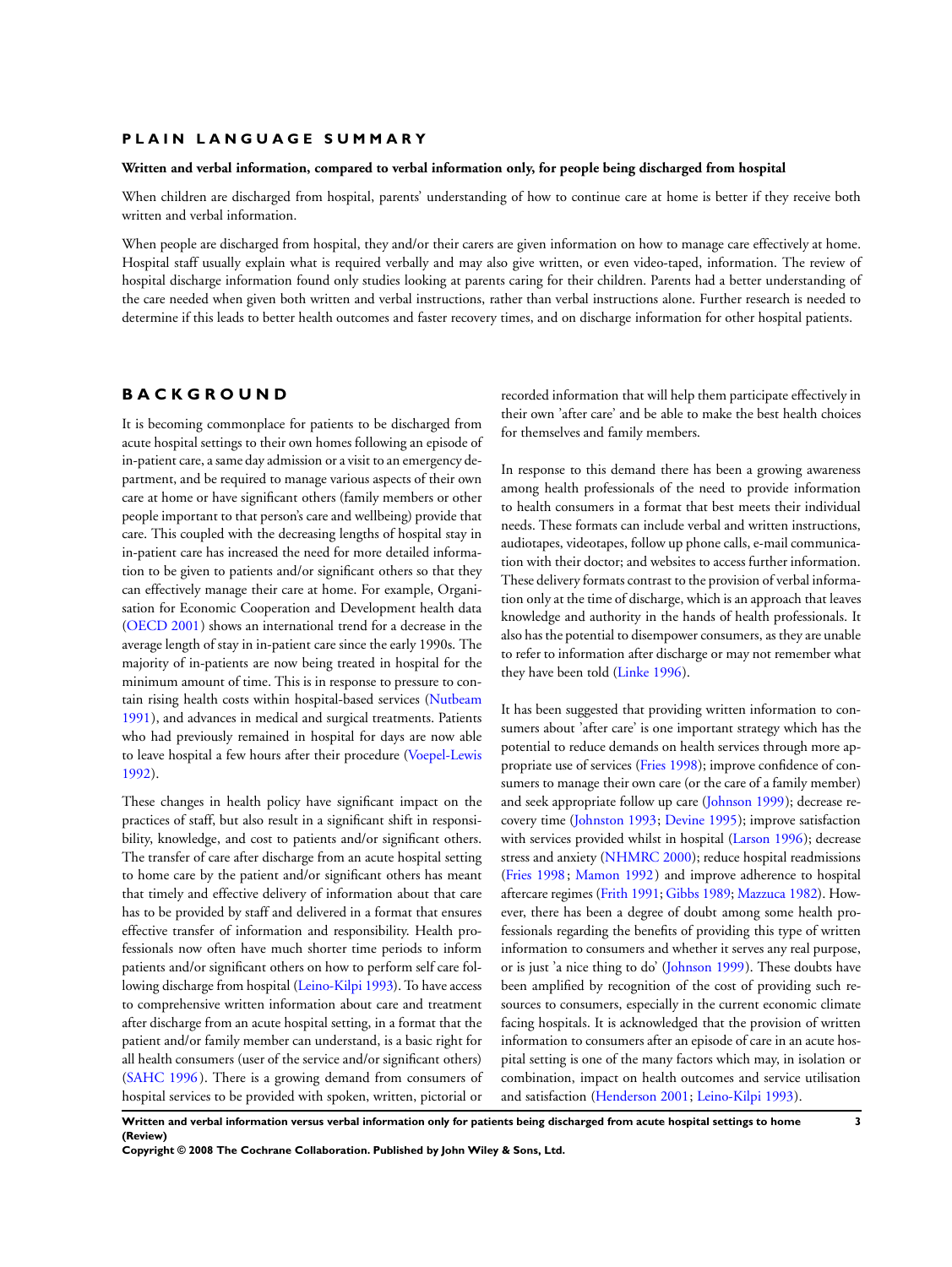## PLAIN LANGUAGE SUMMARY

### Written and verbal information, compared to verbal information only, for people being discharged from hospital

When children are discharged from hospital, parents' understanding of how to continue care at home is better if they receive both written and verbal information.

When people are discharged from hospital, they and/or their carers are given information on how to manage care effectively at home. Hospital staff usually explain what is required verbally and may also give written, or even video-taped, information. The review of hospital discharge information found only studies looking at parents caring for their children. Parents had a better understanding of the care needed when given both written and verbal instructions, rather than verbal instructions alone. Further research is needed to determine if this leads to better health outcomes and faster recovery times, and on discharge information for other hospital patients.

## BACKGROUND

It is becoming commonplace for patients to be discharged from acute hospital settings to their own homes following an episode of in-patient care, a same day admission or a visit to an emergency department, and be required to manage various aspects of their own care at home or have significant others (family members or other people important to that person's care and wellbeing) provide that care. This coupled with the decreasing lengths of hospital stay in in-patient care has increased the need for more detailed information to be given to patients and/or significant others so that they can effectively manage their care at home. For example, Organisation for Economic Cooperation and Development health data (OECD 2001) shows an international trend for a decrease in the average length of stay in in-patient care since the early 1990s. The majority of in-patients are now being treated in hospital for the minimum amount of time. This is in response to pressure to contain rising health costs within hospital-based services (Nutbeam 1991), and advances in medical and surgical treatments. Patients who had previously remained in hospital for days are now able to leave hospital a few hours after their procedure (Voepel-Lewis 1992).

These changes in health policy have significant impact on the practices of staff, but also result in a significant shift in responsibility, knowledge, and cost to patients and/or significant others. The transfer of care after discharge from an acute hospital setting to home care by the patient and/or significant others has meant that timely and effective delivery of information about that care has to be provided by staff and delivered in a format that ensures effective transfer of information and responsibility. Health professionals now often have much shorter time periods to inform patients and/or significant others on how to perform self care following discharge from hospital (Leino-Kilpi 1993). To have access to comprehensive written information about care and treatment after discharge from an acute hospital setting, in a format that the patient and/or family member can understand, is a basic right for all health consumers (user of the service and/or significant others) (SAHC 1996). There is a growing demand from consumers of hospital services to be provided with spoken, written, pictorial or recorded information that will help them participate effectively in their own 'after care' and be able to make the best health choices for themselves and family members.

In response to this demand there has been a growing awareness among health professionals of the need to provide information to health consumers in a format that best meets their individual needs. These formats can include verbal and written instructions, audiotapes, videotapes, follow up phone calls, e-mail communication with their doctor; and websites to access further information. These delivery formats contrast to the provision of verbal information only at the time of discharge, which is an approach that leaves knowledge and authority in the hands of health professionals. It also has the potential to disempower consumers, as they are unable to refer to information after discharge or may not remember what they have been told (Linke 1996).

It has been suggested that providing written information to consumers about 'after care' is one important strategy which has the potential to reduce demands on health services through more appropriate use of services (Fries 1998); improve confidence of consumers to manage their own care (or the care of a family member) and seek appropriate follow up care (Johnson 1999); decrease recovery time (Johnston 1993; Devine 1995); improve satisfaction with services provided whilst in hospital (Larson 1996); decrease stress and anxiety (NHMRC 2000); reduce hospital readmissions (Fries 1998; Mamon 1992) and improve adherence to hospital aftercare regimes (Frith 1991; Gibbs 1989; Mazzuca 1982). However, there has been a degree of doubt among some health professionals regarding the benefits of providing this type of written information to consumers and whether it serves any real purpose, or is just 'a nice thing to do' (Johnson 1999). These doubts have been amplified by recognition of the cost of providing such resources to consumers, especially in the current economic climate facing hospitals. It is acknowledged that the provision of written information to consumers after an episode of care in an acute hospital setting is one of the many factors which may, in isolation or combination, impact on health outcomes and service utilisation and satisfaction (Henderson 2001; Leino-Kilpi 1993).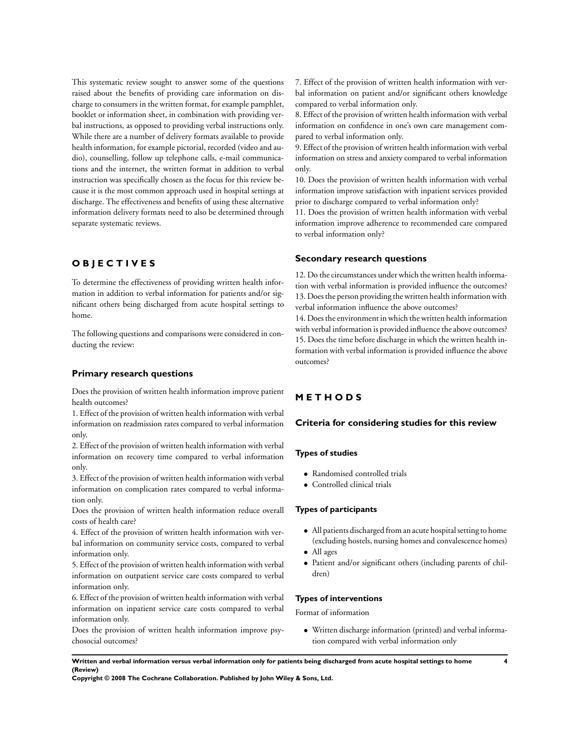This systematic review sought to answer some of the questions raised about the benefits of providing care information on discharge to consumers in the written format, for example pamphlet, booklet or information sheet, in combination with providing verbal instructions, as opposed to providing verbal instructions only. While there are a number of delivery formats available to provide health information, for example pictorial, recorded (video and audio), counselling, follow up telephone calls, e-mail communications and the internet, the written format in addition to verbal instruction was specifically chosen as the focus for this review because it is the most common approach used in hospital settings at discharge. The effectiveness and benefits of using these alternative information delivery formats need to also be determined through separate systematic reviews.

# OBJECTIVES

To determine the effectiveness of providing written health information in addition to verbal information for patients and/or significant others being discharged from acute hospital settings to home.

The following questions and comparisons were considered in conducting the review:

### Primary research questions

Does the provision of written health information improve patient health outcomes?

1. Effect of the provision of written health information with verbal information on readmission rates compared to verbal information only.
2. Effect of the provision of written health information with verbal information on recovery time compared to verbal information only.
3. Effect of the provision of written health information with verbal information on complication rates compared to verbal information only.

Does the provision of written health information reduce overall costs of health care?

4. Effect of the provision of written health information with verbal information on community service costs, compared to verbal information only.
5. Effect of the provision of written health information with verbal information on outpatient service care costs compared to verbal information only.
6. Effect of the provision of written health information with verbal information on inpatient service care costs compared to verbal information only.

Does the provision of written health information improve psychosocial outcomes?

7. Effect of the provision of written health information with verbal information on patient and/or significant others knowledge compared to verbal information only.
8. Effect of the provision of written health information with verbal information on confidence in one's own care management compared to verbal information only.
9. Effect of the provision of written health information with verbal information on stress and anxiety compared to verbal information only.
10. Does the provision of written health information with verbal information improve satisfaction with inpatient services provided prior to discharge compared to verbal information only?
11. Does the provision of written health information with verbal information improve adherence to recommended care compared to verbal information only?

### Secondary research questions

12. Do the circumstances under which the written health information with verbal information is provided influence the outcomes?
13. Does the person providing the written health information with verbal information influence the above outcomes?
14. Does the environment in which the written health information with verbal information is provided influence the above outcomes?
15. Does the time before discharge in which the written health information with verbal information is provided influence the above outcomes?

# METHODS

## Criteria for considering studies for this review

### Types of studies

- Randomised controlled trials
- Controlled clinical trials

### Types of participants

- All patients discharged from an acute hospital setting to home (excluding hostels, nursing homes and convalescence homes)
- All ages
- Patient and/or significant others (including parents of children)

### Types of interventions

Format of information

- Written discharge information (printed) and verbal information compared with verbal information only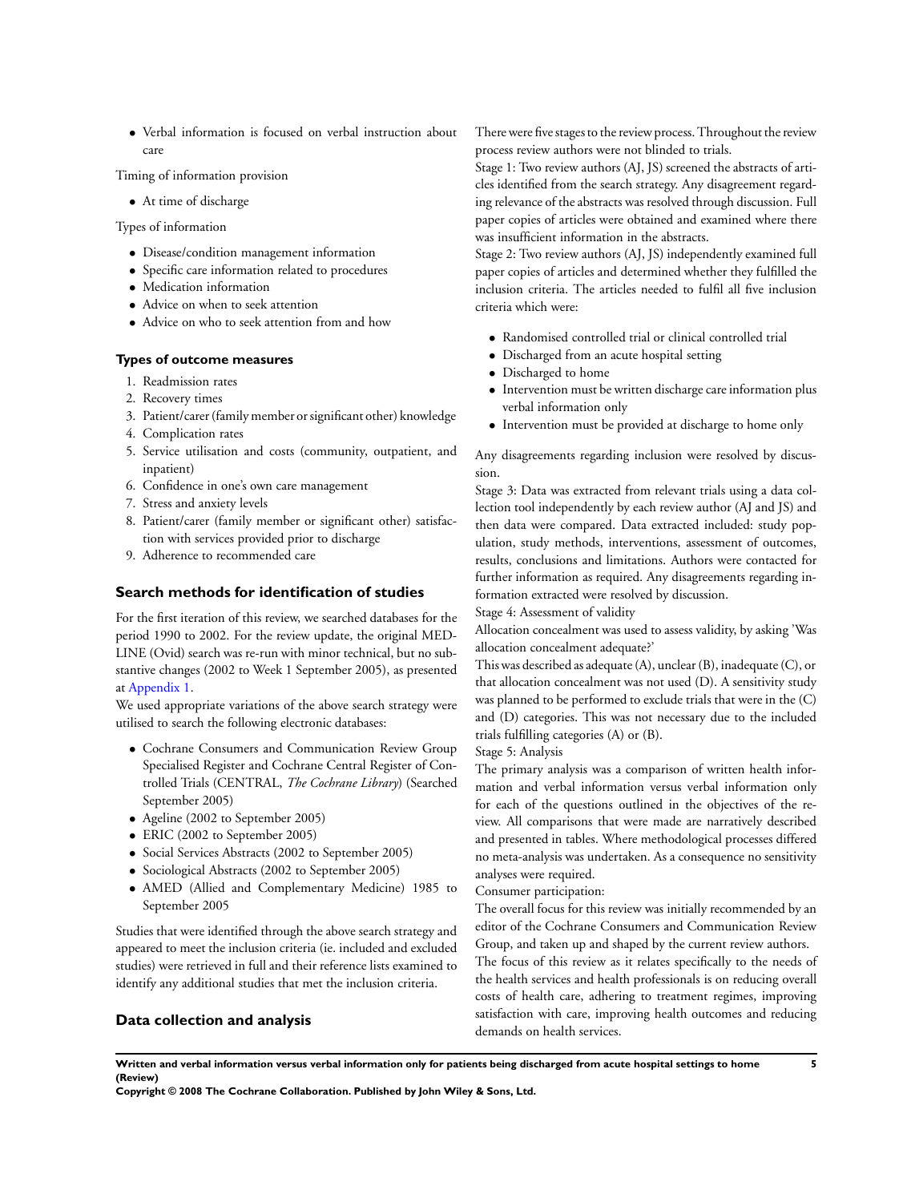- Verbal information is focused on verbal instruction about care

Timing of information provision

- At time of discharge

Types of information

- Disease/condition management information
- Specific care information related to procedures
- Medication information
- Advice on when to seek attention
- Advice on who to seek attention from and how

### Types of outcome measures

1. Readmission rates
2. Recovery times
3. Patient/carer (family member or significant other) knowledge
4. Complication rates
5. Service utilisation and costs (community, outpatient, and inpatient)
6. Confidence in one's own care management
7. Stress and anxiety levels
8. Patient/carer (family member or significant other) satisfaction with services provided prior to discharge
9. Adherence to recommended care

## Search methods for identification of studies

For the first iteration of this review, we searched databases for the period 1990 to 2002. For the review update, the original MEDLINE (Ovid) search was re-run with minor technical, but no substantive changes (2002 to Week 1 September 2005), as presented at Appendix 1.

We used appropriate variations of the above search strategy were utilised to search the following electronic databases:

- Cochrane Consumers and Communication Review Group Specialised Register and Cochrane Central Register of Controlled Trials (CENTRAL, *The Cochrane Library*) (Searched September 2005)
- Ageline (2002 to September 2005)
- ERIC (2002 to September 2005)
- Social Services Abstracts (2002 to September 2005)
- Sociological Abstracts (2002 to September 2005)
- AMED (Allied and Complementary Medicine) 1985 to September 2005

Studies that were identified through the above search strategy and appeared to meet the inclusion criteria (ie. included and excluded studies) were retrieved in full and their reference lists examined to identify any additional studies that met the inclusion criteria.

## Data collection and analysis

There were five stages to the review process. Throughout the review process review authors were not blinded to trials.

Stage 1: Two review authors (AJ, JS) screened the abstracts of articles identified from the search strategy. Any disagreement regarding relevance of the abstracts was resolved through discussion. Full paper copies of articles were obtained and examined where there was insufficient information in the abstracts.

Stage 2: Two review authors (AJ, JS) independently examined full paper copies of articles and determined whether they fulfilled the inclusion criteria. The articles needed to fulfil all five inclusion criteria which were:

- Randomised controlled trial or clinical controlled trial
- Discharged from an acute hospital setting
- Discharged to home
- Intervention must be written discharge care information plus verbal information only
- Intervention must be provided at discharge to home only

Any disagreements regarding inclusion were resolved by discussion.

Stage 3: Data was extracted from relevant trials using a data collection tool independently by each review author (AJ and JS) and then data were compared. Data extracted included: study population, study methods, interventions, assessment of outcomes, results, conclusions and limitations. Authors were contacted for further information as required. Any disagreements regarding information extracted were resolved by discussion.

Stage 4: Assessment of validity

Allocation concealment was used to assess validity, by asking 'Was allocation concealment adequate?'

This was described as adequate (A), unclear (B), inadequate (C), or that allocation concealment was not used (D). A sensitivity study was planned to be performed to exclude trials that were in the (C) and (D) categories. This was not necessary due to the included trials fulfilling categories (A) or (B).

Stage 5: Analysis

The primary analysis was a comparison of written health information and verbal information versus verbal information only for each of the questions outlined in the objectives of the review. All comparisons that were made are narratively described and presented in tables. Where methodological processes differed no meta-analysis was undertaken. As a consequence no sensitivity analyses were required.

Consumer participation:

The overall focus for this review was initially recommended by an editor of the Cochrane Consumers and Communication Review Group, and taken up and shaped by the current review authors.

The focus of this review as it relates specifically to the needs of the health services and health professionals is on reducing overall costs of health care, adhering to treatment regimes, improving satisfaction with care, improving health outcomes and reducing demands on health services.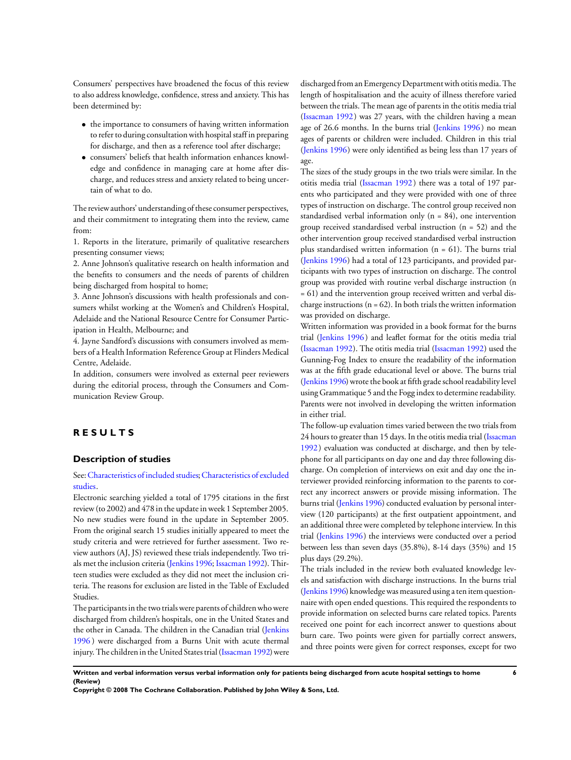Consumers' perspectives have broadened the focus of this review to also address knowledge, confidence, stress and anxiety. This has been determined by:

- the importance to consumers of having written information to refer to during consultation with hospital staff in preparing for discharge, and then as a reference tool after discharge;
- consumers' beliefs that health information enhances knowledge and confidence in managing care at home after discharge, and reduces stress and anxiety related to being uncertain of what to do.

The review authors' understanding of these consumer perspectives, and their commitment to integrating them into the review, came from:

1. Reports in the literature, primarily of qualitative researchers presenting consumer views;
2. Anne Johnson's qualitative research on health information and the benefits to consumers and the needs of parents of children being discharged from hospital to home;
3. Anne Johnson's discussions with health professionals and consumers whilst working at the Women's and Children's Hospital, Adelaide and the National Resource Centre for Consumer Participation in Health, Melbourne; and
4. Jayne Sandford's discussions with consumers involved as members of a Health Information Reference Group at Flinders Medical Centre, Adelaide.

In addition, consumers were involved as external peer reviewers during the editorial process, through the Consumers and Communication Review Group.

# RESULTS

## Description of studies

See: Characteristics of included studies; Characteristics of excluded studies.

Electronic searching yielded a total of 1795 citations in the first review (to 2002) and 478 in the update in week 1 September 2005. No new studies were found in the update in September 2005. From the original search 15 studies initially appeared to meet the study criteria and were retrieved for further assessment. Two review authors (AJ, JS) reviewed these trials independently. Two trials met the inclusion criteria (Jenkins 1996; Issacman 1992). Thirteen studies were excluded as they did not meet the inclusion criteria. The reasons for exclusion are listed in the Table of Excluded Studies.

The participants in the two trials were parents of children who were discharged from children's hospitals, one in the United States and the other in Canada. The children in the Canadian trial (Jenkins 1996) were discharged from a Burns Unit with acute thermal injury. The children in the United States trial (Issacman 1992) were discharged from an Emergency Department with otitis media. The length of hospitalisation and the acuity of illness therefore varied between the trials. The mean age of parents in the otitis media trial (Issacman 1992) was 27 years, with the children having a mean age of 26.6 months. In the burns trial (Jenkins 1996) no mean ages of parents or children were included. Children in this trial (Jenkins 1996) were only identified as being less than 17 years of age.

The sizes of the study groups in the two trials were similar. In the otitis media trial (Issacman 1992) there was a total of 197 parents who participated and they were provided with one of three types of instruction on discharge. The control group received non standardised verbal information only (n = 84), one intervention group received standardised verbal instruction (n = 52) and the other intervention group received standardised verbal instruction plus standardised written information (n = 61). The burns trial (Jenkins 1996) had a total of 123 participants, and provided participants with two types of instruction on discharge. The control group was provided with routine verbal discharge instruction (n = 61) and the intervention group received written and verbal discharge instructions (n = 62). In both trials the written information was provided on discharge.

Written information was provided in a book format for the burns trial (Jenkins 1996) and leaflet format for the otitis media trial (Issacman 1992). The otitis media trial (Issacman 1992) used the Gunning-Fog Index to ensure the readability of the information was at the fifth grade educational level or above. The burns trial (Jenkins 1996) wrote the book at fifth grade school readability level using Grammatique 5 and the Fogg index to determine readability. Parents were not involved in developing the written information in either trial.

The follow-up evaluation times varied between the two trials from 24 hours to greater than 15 days. In the otitis media trial (Issacman 1992) evaluation was conducted at discharge, and then by telephone for all participants on day one and day three following discharge. On completion of interviews on exit and day one the interviewer provided reinforcing information to the parents to correct any incorrect answers or provide missing information. The burns trial (Jenkins 1996) conducted evaluation by personal interview (120 participants) at the first outpatient appointment, and an additional three were completed by telephone interview. In this trial (Jenkins 1996) the interviews were conducted over a period between less than seven days (35.8%), 8-14 days (35%) and 15 plus days (29.2%).

The trials included in the review both evaluated knowledge levels and satisfaction with discharge instructions. In the burns trial (Jenkins 1996) knowledge was measured using a ten item questionnaire with open ended questions. This required the respondents to provide information on selected burns care related topics. Parents received one point for each incorrect answer to questions about burn care. Two points were given for partially correct answers, and three points were given for correct responses, except for two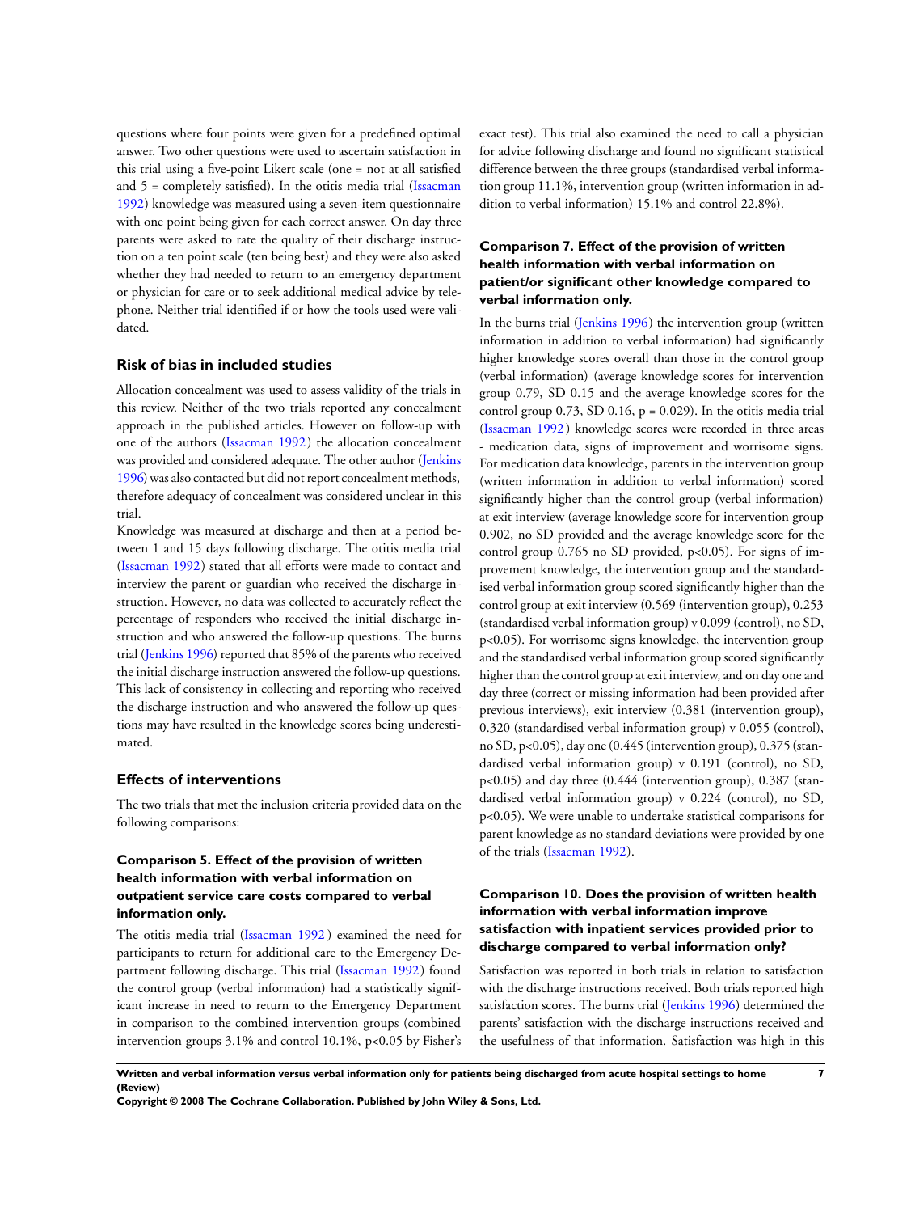questions where four points were given for a predefined optimal answer. Two other questions were used to ascertain satisfaction in this trial using a five-point Likert scale (one = not at all satisfied and 5 = completely satisfied). In the otitis media trial (Issacman 1992) knowledge was measured using a seven-item questionnaire with one point being given for each correct answer. On day three parents were asked to rate the quality of their discharge instruction on a ten point scale (ten being best) and they were also asked whether they had needed to return to an emergency department or physician for care or to seek additional medical advice by telephone. Neither trial identified if or how the tools used were validated.

## Risk of bias in included studies

Allocation concealment was used to assess validity of the trials in this review. Neither of the two trials reported any concealment approach in the published articles. However on follow-up with one of the authors (Issacman 1992) the allocation concealment was provided and considered adequate. The other author (Jenkins 1996) was also contacted but did not report concealment methods, therefore adequacy of concealment was considered unclear in this trial.

Knowledge was measured at discharge and then at a period between 1 and 15 days following discharge. The otitis media trial (Issacman 1992) stated that all efforts were made to contact and interview the parent or guardian who received the discharge instruction. However, no data was collected to accurately reflect the percentage of responders who received the initial discharge instruction and who answered the follow-up questions. The burns trial (Jenkins 1996) reported that 85% of the parents who received the initial discharge instruction answered the follow-up questions. This lack of consistency in collecting and reporting who received the discharge instruction and who answered the follow-up questions may have resulted in the knowledge scores being underestimated.

## Effects of interventions

The two trials that met the inclusion criteria provided data on the following comparisons:

### Comparison 5. Effect of the provision of written health information with verbal information on outpatient service care costs compared to verbal information only.

The otitis media trial (Issacman 1992 ) examined the need for participants to return for additional care to the Emergency Department following discharge. This trial (Issacman 1992) found the control group (verbal information) had a statistically significant increase in need to return to the Emergency Department in comparison to the combined intervention groups (combined intervention groups 3.1% and control 10.1%, $p<0.05$ by Fisher's exact test). This trial also examined the need to call a physician for advice following discharge and found no significant statistical difference between the three groups (standardised verbal information group 11.1%, intervention group (written information in addition to verbal information) 15.1% and control 22.8%).

### Comparison 7. Effect of the provision of written health information with verbal information on patient/or significant other knowledge compared to verbal information only.

In the burns trial (Jenkins 1996) the intervention group (written information in addition to verbal information) had significantly higher knowledge scores overall than those in the control group (verbal information) (average knowledge scores for intervention group 0.79, SD 0.15 and the average knowledge scores for the control group 0.73, SD 0.16, $p = 0.029$). In the otitis media trial (Issacman 1992 ) knowledge scores were recorded in three areas - medication data, signs of improvement and worrisome signs. For medication data knowledge, parents in the intervention group (written information in addition to verbal information) scored significantly higher than the control group (verbal information) at exit interview (average knowledge score for intervention group 0.902, no SD provided and the average knowledge score for the control group 0.765 no SD provided, $p<0.05$). For signs of improvement knowledge, the intervention group and the standardised verbal information group scored significantly higher than the control group at exit interview (0.569 (intervention group), 0.253 (standardised verbal information group) v 0.099 (control), no SD, $p<0.05$). For worrisome signs knowledge, the intervention group and the standardised verbal information group scored significantly higher than the control group at exit interview, and on day one and day three (correct or missing information had been provided after previous interviews), exit interview (0.381 (intervention group), 0.320 (standardised verbal information group) v 0.055 (control), no SD, $p<0.05$), day one (0.445 (intervention group), 0.375 (standardised verbal information group) v 0.191 (control), no SD, $p<0.05$) and day three (0.444 (intervention group), 0.387 (standardised verbal information group) v 0.224 (control), no SD, $p<0.05$). We were unable to undertake statistical comparisons for parent knowledge as no standard deviations were provided by one of the trials (Issacman 1992).

### Comparison 10. Does the provision of written health information with verbal information improve satisfaction with inpatient services provided prior to discharge compared to verbal information only?

Satisfaction was reported in both trials in relation to satisfaction with the discharge instructions received. Both trials reported high satisfaction scores. The burns trial (Jenkins 1996) determined the parents' satisfaction with the discharge instructions received and the usefulness of that information. Satisfaction was high in this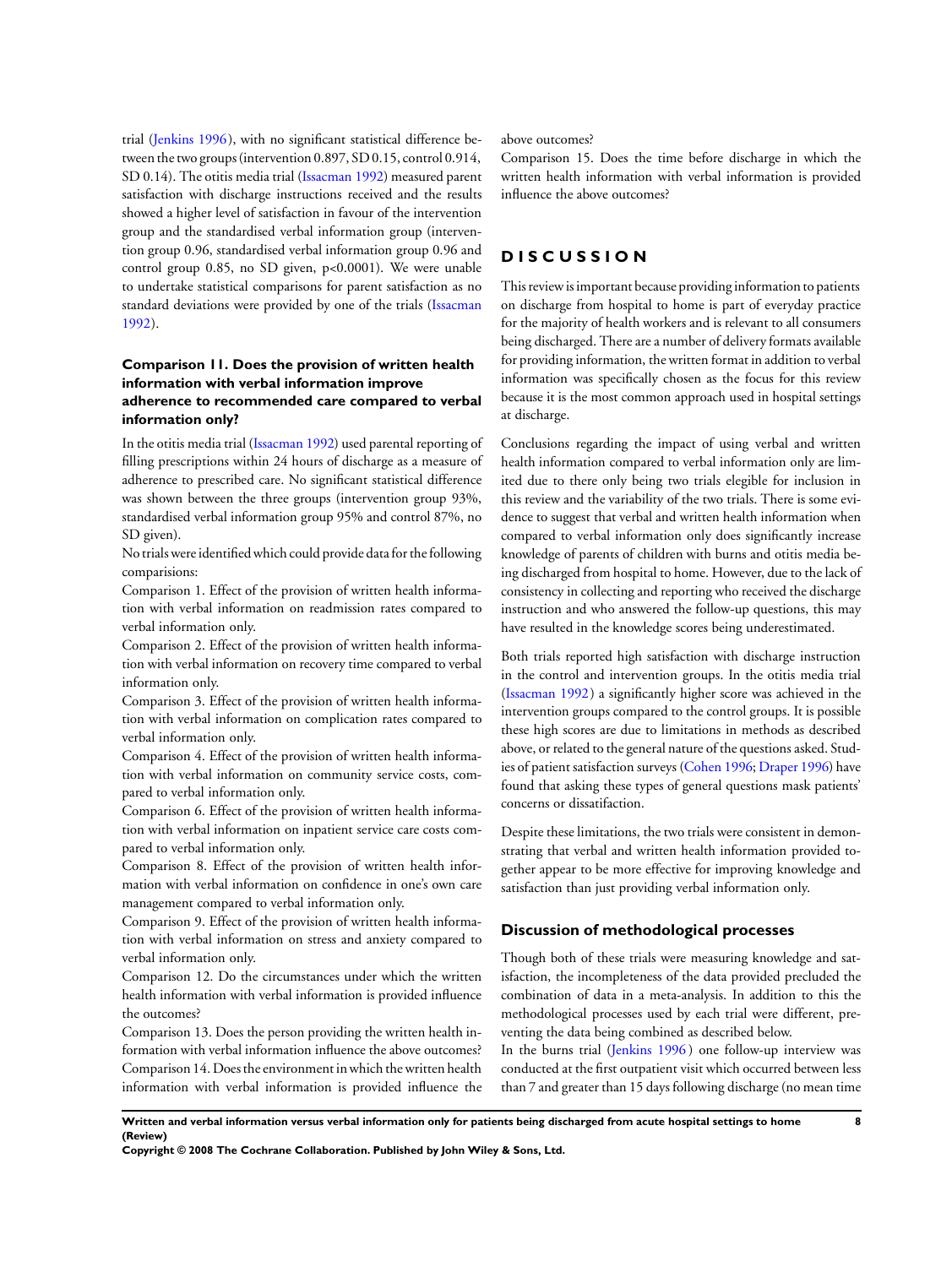trial (Jenkins 1996), with no significant statistical difference between the two groups (intervention 0.897, SD 0.15, control 0.914, SD 0.14). The otitis media trial (Issacman 1992) measured parent satisfaction with discharge instructions received and the results showed a higher level of satisfaction in favour of the intervention group and the standardised verbal information group (intervention group 0.96, standardised verbal information group 0.96 and control group 0.85, no SD given, p<0.0001). We were unable to undertake statistical comparisons for parent satisfaction as no standard deviations were provided by one of the trials (Issacman 1992).

### Comparison 11. Does the provision of written health information with verbal information improve adherence to recommended care compared to verbal information only?

In the otitis media trial (Issacman 1992) used parental reporting of filling prescriptions within 24 hours of discharge as a measure of adherence to prescribed care. No significant statistical difference was shown between the three groups (intervention group 93%, standardised verbal information group 95% and control 87%, no SD given).

No trials were identified which could provide data for the following comparisions:

Comparison 1. Effect of the provision of written health information with verbal information on readmission rates compared to verbal information only.

Comparison 2. Effect of the provision of written health information with verbal information on recovery time compared to verbal information only.

Comparison 3. Effect of the provision of written health information with verbal information on complication rates compared to verbal information only.

Comparison 4. Effect of the provision of written health information with verbal information on community service costs, compared to verbal information only.

Comparison 6. Effect of the provision of written health information with verbal information on inpatient service care costs compared to verbal information only.

Comparison 8. Effect of the provision of written health information with verbal information on confidence in one's own care management compared to verbal information only.

Comparison 9. Effect of the provision of written health information with verbal information on stress and anxiety compared to verbal information only.

Comparison 12. Do the circumstances under which the written health information with verbal information is provided influence the outcomes?

Comparison 13. Does the person providing the written health information with verbal information influence the above outcomes?

Comparison 14. Does the environment in which the written health information with verbal information is provided influence the above outcomes?

Comparison 15. Does the time before discharge in which the written health information with verbal information is provided influence the above outcomes?

# DISCUSSION

This review is important because providing information to patients on discharge from hospital to home is part of everyday practice for the majority of health workers and is relevant to all consumers being discharged. There are a number of delivery formats available for providing information, the written format in addition to verbal information was specifically chosen as the focus for this review because it is the most common approach used in hospital settings at discharge.

Conclusions regarding the impact of using verbal and written health information compared to verbal information only are limited due to there only being two trials eligible for inclusion in this review and the variability of the two trials. There is some evidence to suggest that verbal and written health information when compared to verbal information only does significantly increase knowledge of parents of children with burns and otitis media being discharged from hospital to home. However, due to the lack of consistency in collecting and reporting who received the discharge instruction and who answered the follow-up questions, this may have resulted in the knowledge scores being underestimated.

Both trials reported high satisfaction with discharge instruction in the control and intervention groups. In the otitis media trial (Issacman 1992) a significantly higher score was achieved in the intervention groups compared to the control groups. It is possible these high scores are due to limitations in methods as described above, or related to the general nature of the questions asked. Studies of patient satisfaction surveys (Cohen 1996; Draper 1996) have found that asking these types of general questions mask patients' concerns or dissatifaction.

Despite these limitations, the two trials were consistent in demonstrating that verbal and written health information provided together appear to be more effective for improving knowledge and satisfaction than just providing verbal information only.

## Discussion of methodological processes

Though both of these trials were measuring knowledge and satisfaction, the incompleteness of the data provided precluded the combination of data in a meta-analysis. In addition to this the methodological processes used by each trial were different, preventing the data being combined as described below.

In the burns trial (Jenkins 1996) one follow-up interview was conducted at the first outpatient visit which occurred between less than 7 and greater than 15 days following discharge (no mean time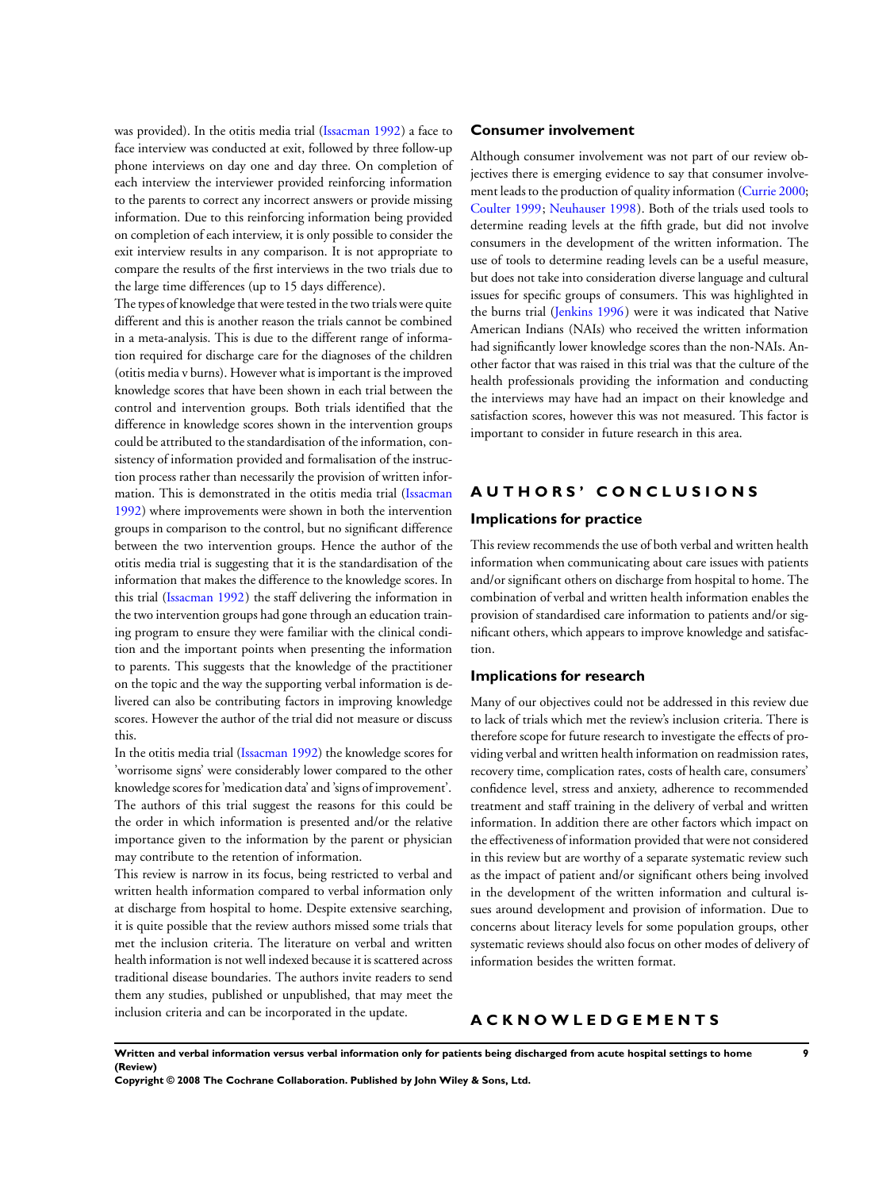was provided). In the otitis media trial (Issacman 1992) a face to face interview was conducted at exit, followed by three follow-up phone interviews on day one and day three. On completion of each interview the interviewer provided reinforcing information to the parents to correct any incorrect answers or provide missing information. Due to this reinforcing information being provided on completion of each interview, it is only possible to consider the exit interview results in any comparison. It is not appropriate to compare the results of the first interviews in the two trials due to the large time differences (up to 15 days difference).

The types of knowledge that were tested in the two trials were quite different and this is another reason the trials cannot be combined in a meta-analysis. This is due to the different range of information required for discharge care for the diagnoses of the children (otitis media v burns). However what is important is the improved knowledge scores that have been shown in each trial between the control and intervention groups. Both trials identified that the difference in knowledge scores shown in the intervention groups could be attributed to the standardisation of the information, consistency of information provided and formalisation of the instruction process rather than necessarily the provision of written information. This is demonstrated in the otitis media trial (Issacman 1992) where improvements were shown in both the intervention groups in comparison to the control, but no significant difference between the two intervention groups. Hence the author of the otitis media trial is suggesting that it is the standardisation of the information that makes the difference to the knowledge scores. In this trial (Issacman 1992) the staff delivering the information in the two intervention groups had gone through an education training program to ensure they were familiar with the clinical condition and the important points when presenting the information to parents. This suggests that the knowledge of the practitioner on the topic and the way the supporting verbal information is delivered can also be contributing factors in improving knowledge scores. However the author of the trial did not measure or discuss this.

In the otitis media trial (Issacman 1992) the knowledge scores for 'worrisome signs' were considerably lower compared to the other knowledge scores for 'medication data' and 'signs of improvement'. The authors of this trial suggest the reasons for this could be the order in which information is presented and/or the relative importance given to the information by the parent or physician may contribute to the retention of information.

This review is narrow in its focus, being restricted to verbal and written health information compared to verbal information only at discharge from hospital to home. Despite extensive searching, it is quite possible that the review authors missed some trials that met the inclusion criteria. The literature on verbal and written health information is not well indexed because it is scattered across traditional disease boundaries. The authors invite readers to send them any studies, published or unpublished, that may meet the inclusion criteria and can be incorporated in the update.

### Consumer involvement

Although consumer involvement was not part of our review objectives there is emerging evidence to say that consumer involvement leads to the production of quality information (Currie 2000; Coulter 1999; Neuhauser 1998). Both of the trials used tools to determine reading levels at the fifth grade, but did not involve consumers in the development of the written information. The use of tools to determine reading levels can be a useful measure, but does not take into consideration diverse language and cultural issues for specific groups of consumers. This was highlighted in the burns trial (Jenkins 1996) were it was indicated that Native American Indians (NAIs) who received the written information had significantly lower knowledge scores than the non-NAIs. Another factor that was raised in this trial was that the culture of the health professionals providing the information and conducting the interviews may have had an impact on their knowledge and satisfaction scores, however this was not measured. This factor is important to consider in future research in this area.

## AUTHORS' CONCLUSIONS

### Implications for practice

This review recommends the use of both verbal and written health information when communicating about care issues with patients and/or significant others on discharge from hospital to home. The combination of verbal and written health information enables the provision of standardised care information to patients and/or significant others, which appears to improve knowledge and satisfaction.

### Implications for research

Many of our objectives could not be addressed in this review due to lack of trials which met the review's inclusion criteria. There is therefore scope for future research to investigate the effects of providing verbal and written health information on readmission rates, recovery time, complication rates, costs of health care, consumers' confidence level, stress and anxiety, adherence to recommended treatment and staff training in the delivery of verbal and written information. In addition there are other factors which impact on the effectiveness of information provided that were not considered in this review but are worthy of a separate systematic review such as the impact of patient and/or significant others being involved in the development of the written information and cultural issues around development and provision of information. Due to concerns about literacy levels for some population groups, other systematic reviews should also focus on other modes of delivery of information besides the written format.

## ACKNOWLEDGEMENTS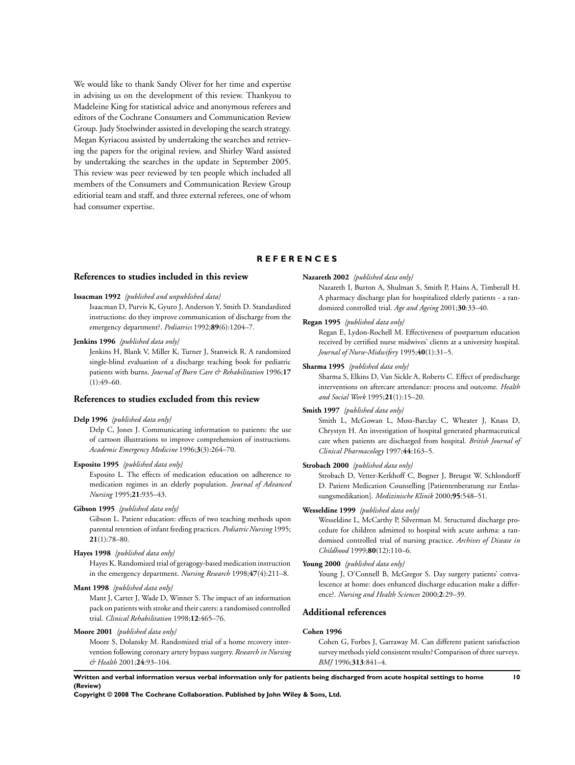We would like to thank Sandy Oliver for her time and expertise in advising us on the development of this review. Thankyou to Madeleine King for statistical advice and anonymous referees and editors of the Cochrane Consumers and Communication Review Group. Judy Stoelwinder assisted in developing the search strategy. Megan Kyriacou assisted by undertaking the searches and retrieving the papers for the original review, and Shirley Ward assisted by undertaking the searches in the update in September 2005. This review was peer reviewed by ten people which included all members of the Consumers and Communication Review Group editiorial team and staff, and three external referees, one of whom had consumer expertise.

# REFERENCES

## References to studies included in this review

**Issacman 1992** *{published and unpublished data}*

Isaacman D, Purvis K, Gyuro J, Anderson Y, Smith D. Standardized instructions: do they improve communication of discharge from the emergency department?. *Pediatrics* 1992;**89**(6):1204–7.

**Jenkins 1996** *{published data only}*

Jenkins H, Blank V, Miller K, Turner J, Stanwick R. A randomized single-blind evaluation of a discharge teaching book for pediatric patients with burns. *Journal of Burn Care & Rehabilitation* 1996;**17**(1):49–60.

## References to studies excluded from this review

**Delp 1996** *{published data only}*

Delp C, Jones J. Communicating information to patients: the use of cartoon illustrations to improve comprehension of instructions. *Academic Emergency Medicine* 1996;**3**(3):264–70.

**Esposito 1995** *{published data only}*

Esposito L. The effects of medication education on adherence to medication regimes in an elderly population. *Journal of Advanced Nursing* 1995;**21**:935–43.

**Gibson 1995** *{published data only}*

Gibson L. Patient education: effects of two teaching methods upon parental retention of infant feeding practices. *Pediatric Nursing* 1995;**21**(1):78–80.

**Hayes 1998** *{published data only}*

Hayes K. Randomized trial of geragogy-based medication instruction in the emergency department. *Nursing Research* 1998;**47**(4):211–8.

**Mant 1998** *{published data only}*

Mant J, Carter J, Wade D, Winner S. The impact of an information pack on patients with stroke and their carers: a randomised controlled trial. *Clinical Rehabilitation* 1998;**12**:465–76.

**Moore 2001** *{published data only}*

Moore S, Dolansky M. Randomized trial of a home recovery intervention following coronary artery bypass surgery. *Research in Nursing & Health* 2001;**24**:93–104.

**Nazareth 2002** *{published data only}*

Nazareth I, Burton A, Shulman S, Smith P, Hains A, Timberall H. A pharmacy discharge plan for hospitalized elderly patients - a randomized controlled trial. *Age and Ageing* 2001;**30**:33–40.

**Regan 1995** *{published data only}*

Regan E, Lydon-Rochell M. Effectiveness of postpartum education received by certified nurse midwives' clients at a university hospital. *Journal of Nurse-Midwifery* 1995;**40**(1):31–5.

**Sharma 1995** *{published data only}*

Sharma S, Elkins D, Van Sickle A, Roberts C. Effect of predischarge interventions on aftercare attendance: process and outcome. *Health and Social Work* 1995;**21**(1):15–20.

**Smith 1997** *{published data only}*

Smith L, McGowan L, Moss-Barclay C, Wheater J, Knass D, Chrystyn H. An investigation of hospital generated pharmaceutical care when patients are discharged from hospital. *British Journal of Clinical Pharmacology* 1997;**44**:163–5.

**Strobach 2000** *{published data only}*

Strobach D, Vetter-Kerkhoff C, Bogner J, Breugst W, Schlondorff D. Patient Medication Counselling [Patientenberatung zur Entlassungsmedikation]. *Medizinische Klinik* 2000;**95**:548–51.

**Wesseldine 1999** *{published data only}*

Wesseldine L, McCarthy P, Silverman M. Structured discharge procedure for children admitted to hospital with acute asthma: a randomised controlled trial of nursing practice. *Archives of Disease in Childhood* 1999;**80**(12):110–6.

**Young 2000** *{published data only}*

Young J, O'Connell B, McGregor S. Day surgery patients' convalescence at home: does enhanced discharge education make a difference?. *Nursing and Health Sciences* 2000;**2**:29–39.

## Additional references

**Cohen 1996**

Cohen G, Forbes J, Garraway M. Can different patient satisfaction survey methods yield consistent results? Comparison of three surveys. *BMJ* 1996;**313**:841–4.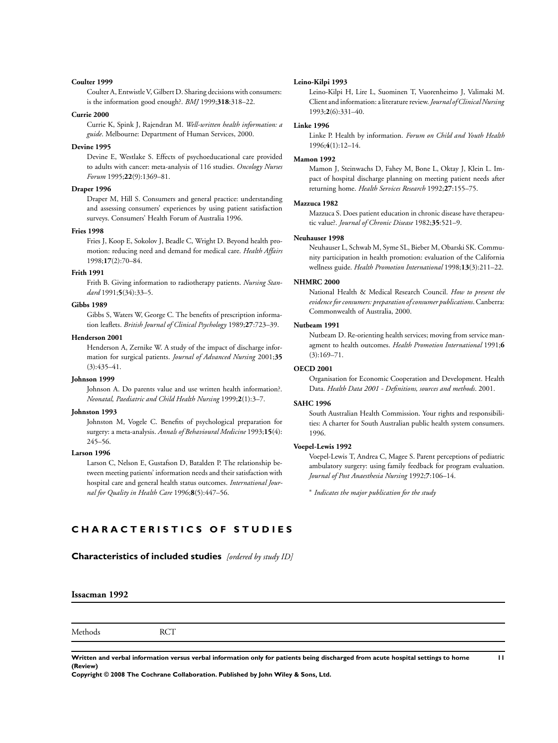**Coulter 1999**

Coulter A, Entwistle V, Gilbert D. Sharing decisions with consumers: is the information good enough?. *BMJ* 1999;**318**:318–22.

**Currie 2000**

Currie K, Spink J, Rajendran M. *Well-written health information: a guide*. Melbourne: Department of Human Services, 2000.

**Devine 1995**

Devine E, Westlake S. Effects of psychoeducational care provided to adults with cancer: meta-analysis of 116 studies. *Oncology Nurses Forum* 1995;**22**(9):1369–81.

**Draper 1996**

Draper M, Hill S. Consumers and general practice: understanding and assessing consumers' experiences by using patient satisfaction surveys. Consumers' Health Forum of Australia 1996.

**Fries 1998**

Fries J, Koop E, Sokolov J, Beadle C, Wright D. Beyond health promotion: reducing need and demand for medical care. *Health Affairs* 1998;**17**(2):70–84.

**Frith 1991**

Frith B. Giving information to radiotherapy patients. *Nursing Standard* 1991;**5**(34):33–5.

**Gibbs 1989**

Gibbs S, Waters W, George C. The benefits of prescription information leaflets. *British Journal of Clinical Psychology* 1989;**27**:723–39.

**Henderson 2001**

Henderson A, Zernike W. A study of the impact of discharge information for surgical patients. *Journal of Advanced Nursing* 2001;**35** (3):435–41.

**Johnson 1999**

Johnson A. Do parents value and use written health information?. *Neonatal, Paediatric and Child Health Nursing* 1999;**2**(1):3–7.

**Johnston 1993**

Johnston M, Vogele C. Benefits of psychological preparation for surgery: a meta-analysis. *Annals of Behavioural Medicine* 1993;**15**(4): 245–56.

**Larson 1996**

Larson C, Nelson E, Gustafson D, Batalden P. The relationship between meeting patients' information needs and their satisfaction with hospital care and general health status outcomes. *International Journal for Quality in Health Care* 1996;**8**(5):447–56.

**Leino-Kilpi 1993**

Leino-Kilpi H, Lire L, Suominen T, Vuorenheimo J, Valimaki M. Client and information: a literature review. *Journal of Clinical Nursing* 1993;**2**(6):331–40.

**Linke 1996**

Linke P. Health by information. *Forum on Child and Youth Health* 1996;**4**(1):12–14.

**Mamon 1992**

Mamon J, Steinwachs D, Fahey M, Bone L, Oktay J, Klein L. Impact of hospital discharge planning on meeting patient needs after returning home. *Health Services Research* 1992;**27**:155–75.

**Mazzuca 1982**

Mazzuca S. Does patient education in chronic disease have therapeutic value?. *Journal of Chronic Disease* 1982;**35**:521–9.

**Neuhauser 1998**

Neuhauser L, Schwab M, Syme SL, Bieber M, Obarski SK. Community participation in health promotion: evaluation of the California wellness guide. *Health Promotion International* 1998;**13**(3):211–22.

**NHMRC 2000**

National Health & Medical Research Council. *How to present the evidence for consumers: preparation of consumer publications*. Canberra: Commonwealth of Australia, 2000.

**Nutbeam 1991**

Nutbeam D. Re-orienting health services; moving from service managment to health outcomes. *Health Promotion International* 1991;**6** (3):169–71.

**OECD 2001**

Organisation for Economic Cooperation and Development. Health Data. *Health Data 2001 - Definitions, sources and methods*. 2001.

**SAHC 1996**

South Australian Health Commission. Your rights and responsibilities: A charter for South Australian public health system consumers. 1996.

**Voepel-Lewis 1992**

Voepel-Lewis T, Andrea C, Magee S. Parent perceptions of pediatric ambulatory surgery: using family feedback for program evaluation. *Journal of Post Anaesthesia Nursing* 1992;**7**:106–14.

\* *Indicates the major publication for the study*

# CHARACTERISTICS OF STUDIES

## Characteristics of included studies *[ordered by study ID]*

### Issacman 1992

| Methods | RCT |
|---|---|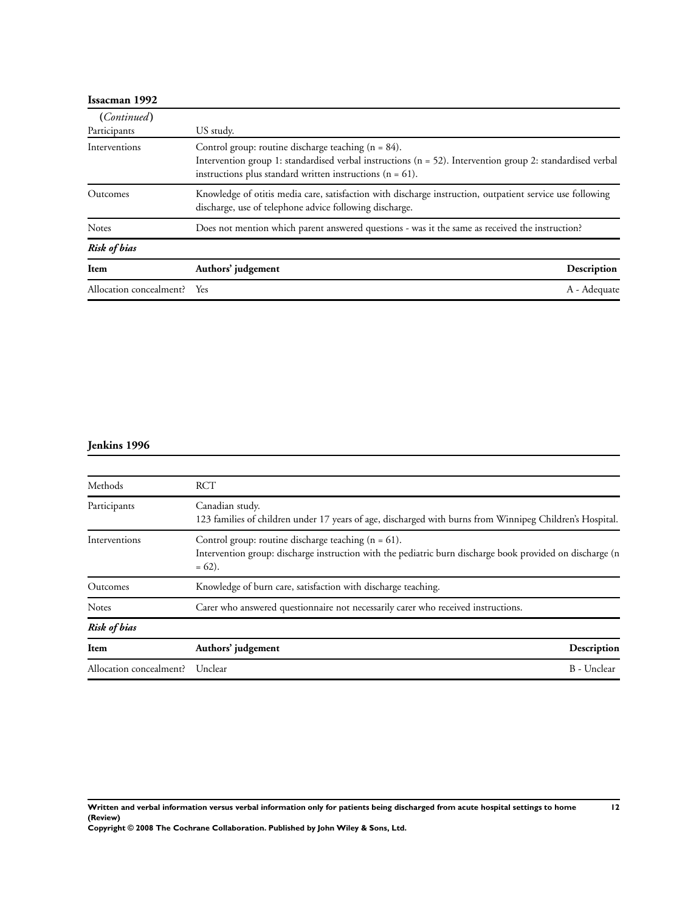**Issacman 1992**

| *(Continued)* | |
|---|---|
| Participants | US study. |
| Interventions | Control group: routine discharge teaching (n = 84).<br>Intervention group 1: standardised verbal instructions (n = 52). Intervention group 2: standardised verbal instructions plus standard written instructions (n = 61). |
| Outcomes | Knowledge of otitis media care, satisfaction with discharge instruction, outpatient service use following discharge, use of telephone advice following discharge. |
| Notes | Does not mention which parent answered questions - was it the same as received the instruction? |

***Risk of bias***

| Item | Authors' judgement | Description |
|---|---|---|
| Allocation concealment? | Yes | A - Adequate |

**Jenkins 1996**

| | |
|---|---|
| Methods | RCT |
| Participants | Canadian study.<br>123 families of children under 17 years of age, discharged with burns from Winnipeg Children's Hospital. |
| Interventions | Control group: routine discharge teaching (n = 61).<br>Intervention group: discharge instruction with the pediatric burn discharge book provided on discharge (n = 62). |
| Outcomes | Knowledge of burn care, satisfaction with discharge teaching. |
| Notes | Carer who answered questionnaire not necessarily carer who received instructions. |

***Risk of bias***

| Item | Authors' judgement | Description |
|---|---|---|
| Allocation concealment? | Unclear | B - Unclear |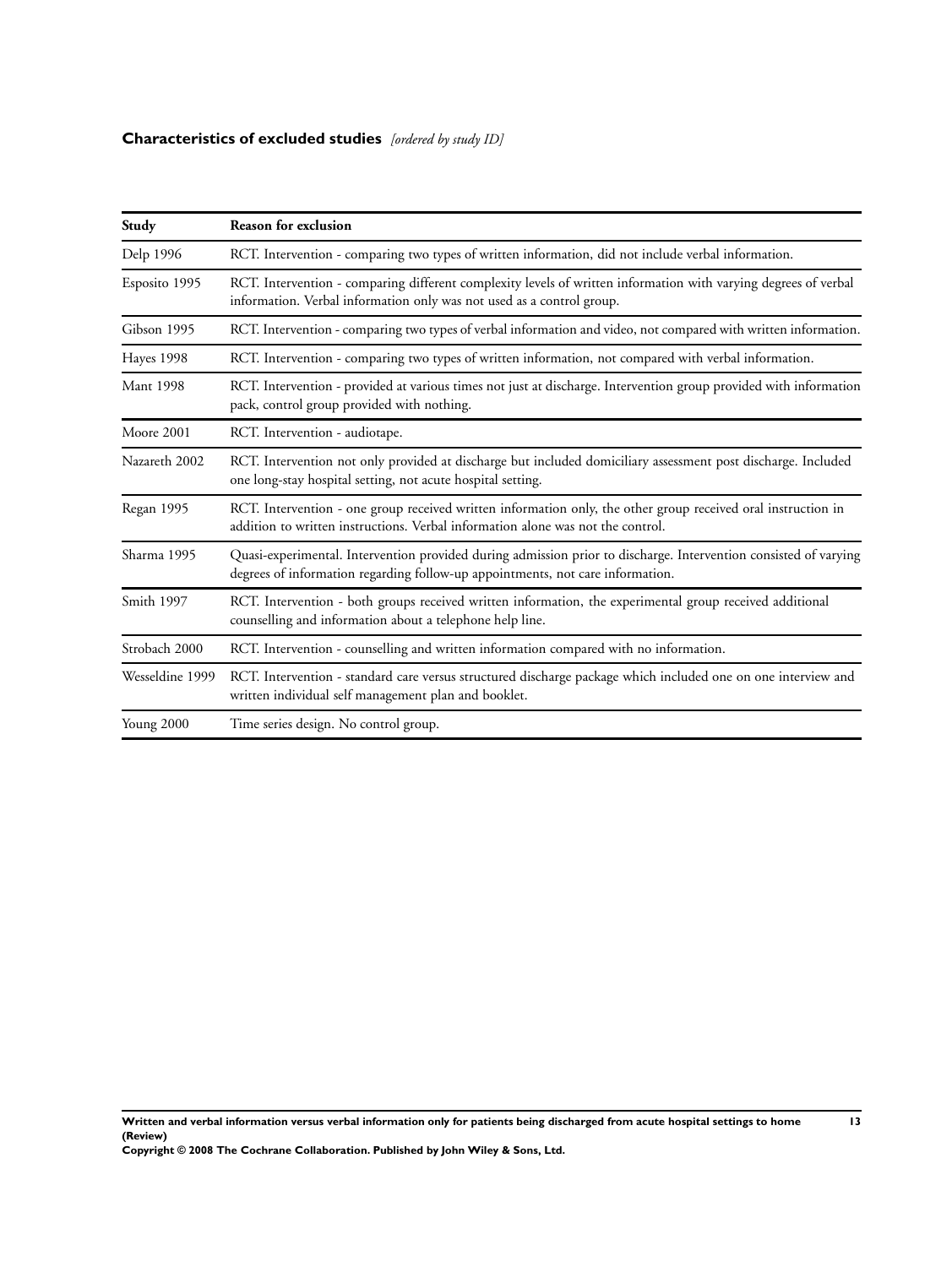### Characteristics of excluded studies *[ordered by study ID]*

| Study | Reason for exclusion |
| --- | --- |
| Delp 1996 | RCT. Intervention - comparing two types of written information, did not include verbal information. |
| Esposito 1995 | RCT. Intervention - comparing different complexity levels of written information with varying degrees of verbal information. Verbal information only was not used as a control group. |
| Gibson 1995 | RCT. Intervention - comparing two types of verbal information and video, not compared with written information. |
| Hayes 1998 | RCT. Intervention - comparing two types of written information, not compared with verbal information. |
| Mant 1998 | RCT. Intervention - provided at various times not just at discharge. Intervention group provided with information pack, control group provided with nothing. |
| Moore 2001 | RCT. Intervention - audiotape. |
| Nazareth 2002 | RCT. Intervention not only provided at discharge but included domiciliary assessment post discharge. Included one long-stay hospital setting, not acute hospital setting. |
| Regan 1995 | RCT. Intervention - one group received written information only, the other group received oral instruction in addition to written instructions. Verbal information alone was not the control. |
| Sharma 1995 | Quasi-experimental. Intervention provided during admission prior to discharge. Intervention consisted of varying degrees of information regarding follow-up appointments, not care information. |
| Smith 1997 | RCT. Intervention - both groups received written information, the experimental group received additional counselling and information about a telephone help line. |
| Strobach 2000 | RCT. Intervention - counselling and written information compared with no information. |
| Wesseldine 1999 | RCT. Intervention - standard care versus structured discharge package which included one on one interview and written individual self management plan and booklet. |
| Young 2000 | Time series design. No control group. |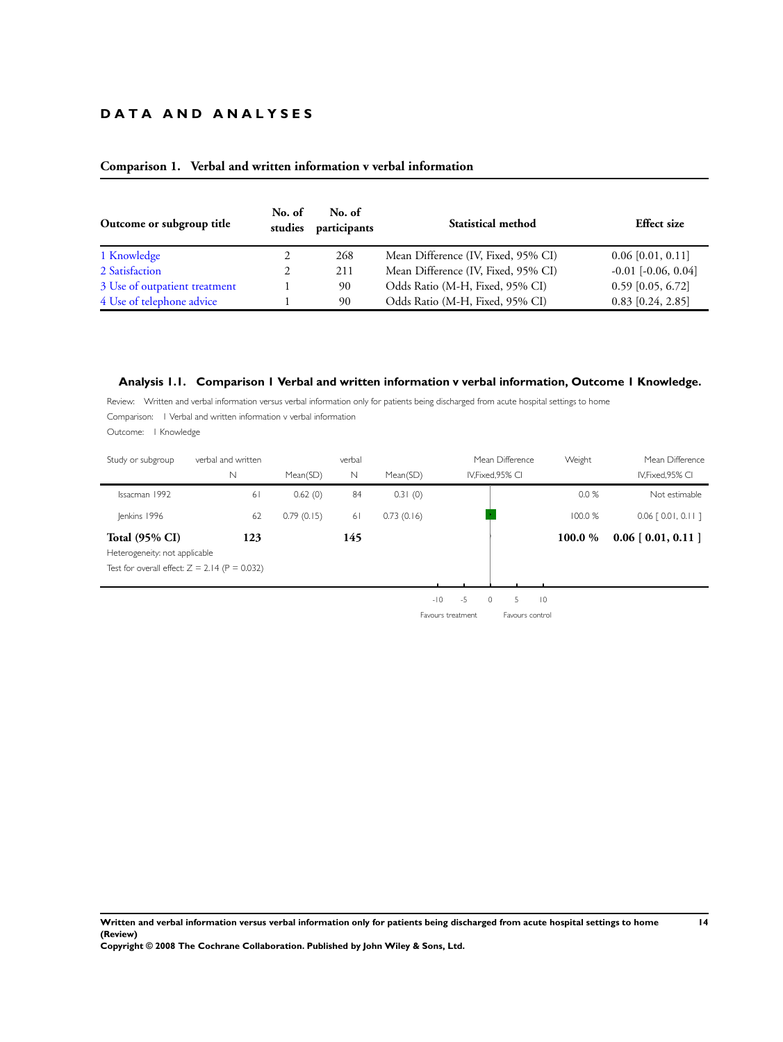## DATA AND ANALYSES

### Comparison 1. Verbal and written information v verbal information

| Outcome or subgroup title | No. of studies | No. of participants | Statistical method | Effect size |
|---|---|---|---|---|
| 1 Knowledge | 2 | 268 | Mean Difference (IV, Fixed, 95% CI) | 0.06 [0.01, 0.11] |
| 2 Satisfaction | 2 | 211 | Mean Difference (IV, Fixed, 95% CI) | -0.01 [-0.06, 0.04] |
| 3 Use of outpatient treatment | 1 | 90 | Odds Ratio (M-H, Fixed, 95% CI) | 0.59 [0.05, 6.72] |
| 4 Use of telephone advice | 1 | 90 | Odds Ratio (M-H, Fixed, 95% CI) | 0.83 [0.24, 2.85] |

### Analysis 1.1. Comparison 1 Verbal and written information v verbal information, Outcome 1 Knowledge.

Review: Written and verbal information versus verbal information only for patients being discharged from acute hospital settings to home

Comparison: 1 Verbal and written information v verbal information

Outcome: 1 Knowledge

| Study or subgroup | verbal and written N | Mean(SD) | verbal N | Mean(SD) | Mean Difference IV,Fixed,95% CI | Weight | Mean Difference IV,Fixed,95% CI |
|---|---|---|---|---|---|---|---|
| Issacman 1992 | 61 | 0.62 (0) | 84 | 0.31 (0) | | 0.0 % | Not estimable |
| Jenkins 1996 | 62 | 0.79 (0.15) | 61 | 0.73 (0.16) | | 100.0 % | 0.06 [ 0.01, 0.11 ] |
| **Total (95% CI)** | **123** | | **145** | | | **100.0 %** | **0.06 [ 0.01, 0.11 ]** |

Heterogeneity: not applicable

Test for overall effect: Z = 2.14 (P = 0.032)

-10 -5 0 5 10

Favours treatment Favours control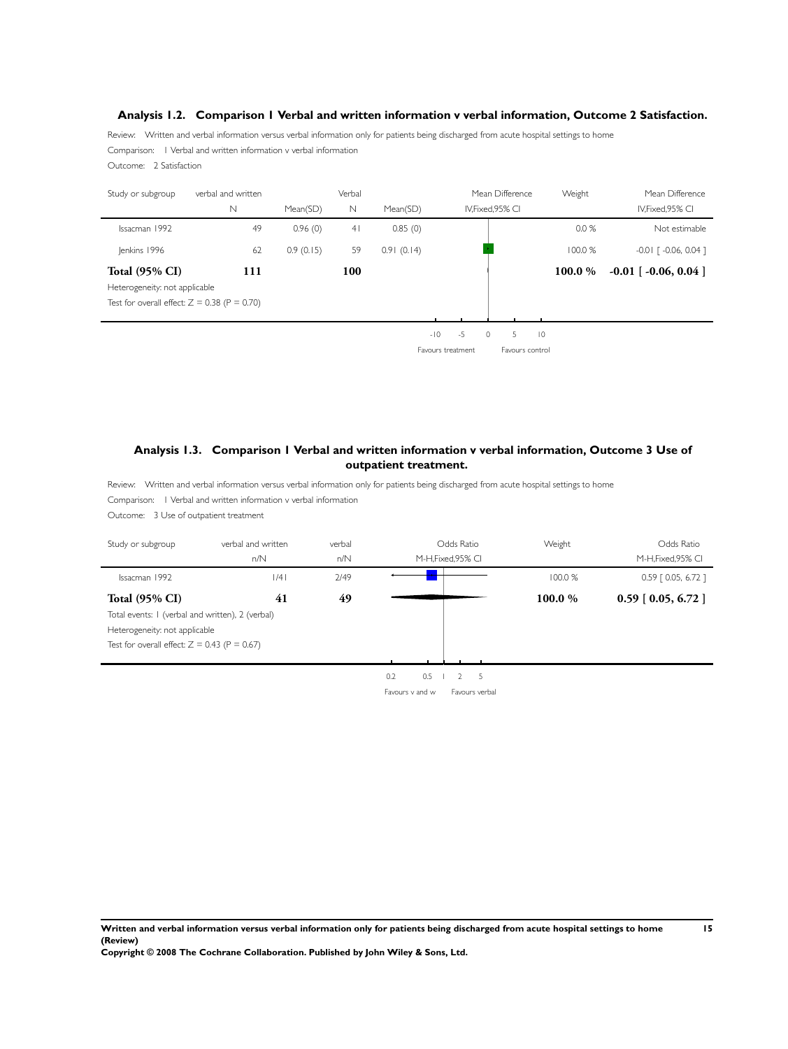### Analysis 1.2. Comparison 1 Verbal and written information v verbal information, Outcome 2 Satisfaction.

Review: Written and verbal information versus verbal information only for patients being discharged from acute hospital settings to home

Comparison: 1 Verbal and written information v verbal information

Outcome: 2 Satisfaction

| Study or subgroup | verbal and written N | Mean(SD) | Verbal N | Mean(SD) | Mean Difference IV,Fixed,95% CI | Weight | Mean Difference IV,Fixed,95% CI |
|---|---|---|---|---|---|---|---|
| Issacman 1992 | 49 | 0.96 (0) | 41 | 0.85 (0) | | 0.0 % | Not estimable |
| Jenkins 1996 | 62 | 0.9 (0.15) | 59 | 0.91 (0.14) | | 100.0 % | -0.01 [ -0.06, 0.04 ] |
| **Total (95% CI)** | **111** | | **100** | | | **100.0 %** | **-0.01 [ -0.06, 0.04 ]** |

Heterogeneity: not applicable

Test for overall effect: Z = 0.38 (P = 0.70)

-10 -5 0 5 10

Favours treatment Favours control

### Analysis 1.3. Comparison 1 Verbal and written information v verbal information, Outcome 3 Use of outpatient treatment.

Review: Written and verbal information versus verbal information only for patients being discharged from acute hospital settings to home

Comparison: 1 Verbal and written information v verbal information

Outcome: 3 Use of outpatient treatment

| Study or subgroup | verbal and written n/N | verbal n/N | Odds Ratio M-H,Fixed,95% CI | Weight | Odds Ratio M-H,Fixed,95% CI |
|---|---|---|---|---|---|
| Issacman 1992 | 1/41 | 2/49 | | 100.0 % | 0.59 [ 0.05, 6.72 ] |
| **Total (95% CI)** | **41** | **49** | | **100.0 %** | **0.59 [ 0.05, 6.72 ]** |

Total events: 1 (verbal and written), 2 (verbal)

Heterogeneity: not applicable

Test for overall effect: Z = 0.43 (P = 0.67)

0.2 0.5 1 2 5

Favours v and w Favours verbal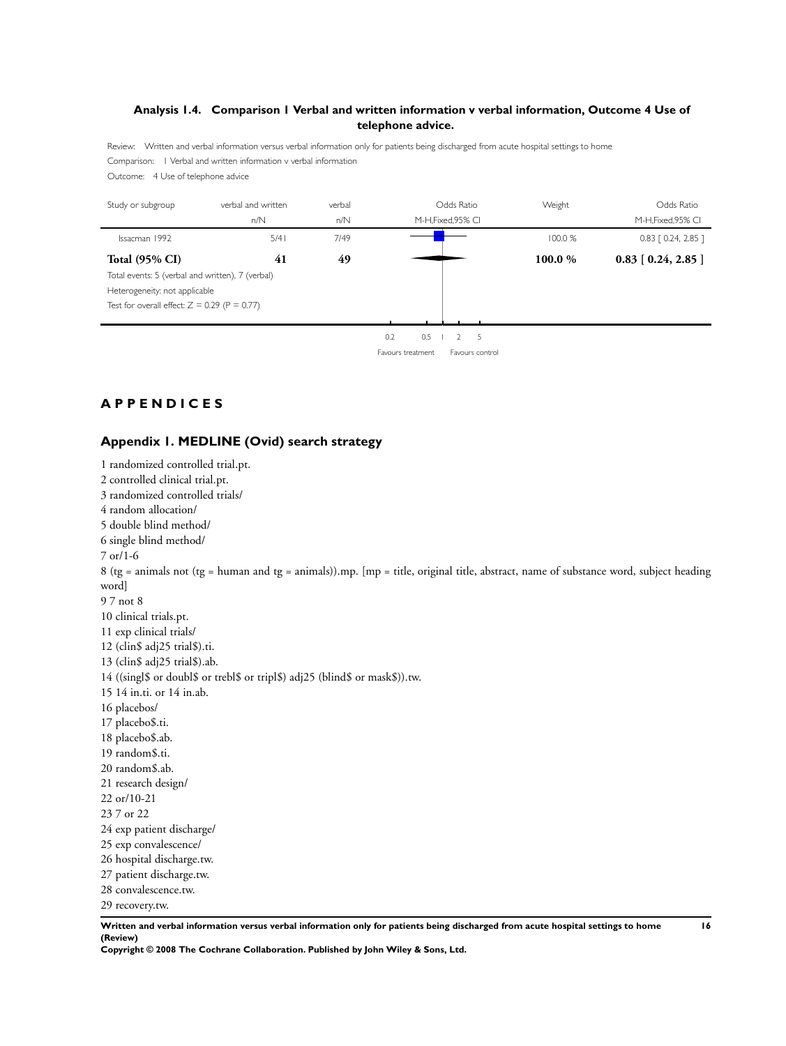### Analysis 1.4. Comparison 1 Verbal and written information v verbal information, Outcome 4 Use of telephone advice.

Review: Written and verbal information versus verbal information only for patients being discharged from acute hospital settings to home

Comparison: 1 Verbal and written information v verbal information

Outcome: 4 Use of telephone advice

| Study or subgroup | verbal and written n/N | verbal n/N | Odds Ratio M-H,Fixed,95% CI | Weight | Odds Ratio M-H,Fixed,95% CI |
|---|---|---|---|---|---|
| Issacman 1992 | 5/41 | 7/49 | | 100.0 % | 0.83 [ 0.24, 2.85 ] |
| **Total (95% CI)** | **41** | **49** | | **100.0 %** | **0.83 [ 0.24, 2.85 ]** |

Total events: 5 (verbal and written), 7 (verbal)

Heterogeneity: not applicable

Test for overall effect: Z = 0.29 (P = 0.77)

Favours treatment | Favours control (scale: 0.2, 0.5, 1, 2, 5)

## APPENDICES

### Appendix 1. MEDLINE (Ovid) search strategy

1 randomized controlled trial.pt.
2 controlled clinical trial.pt.
3 randomized controlled trials/
4 random allocation/
5 double blind method/
6 single blind method/
7 or/1-6
8 (tg = animals not (tg = human and tg = animals)).mp. [mp = title, original title, abstract, name of substance word, subject heading word]
9 7 not 8
10 clinical trials.pt.
11 exp clinical trials/
12 (clin$ adj25 trial$).ti.
13 (clin$ adj25 trial$).ab.
14 ((singl$ or doubl$ or trebl$ or tripl$) adj25 (blind$ or mask$)).tw.
15 14 in.ti. or 14 in.ab.
16 placebos/
17 placebo$.ti.
18 placebo$.ab.
19 random$.ti.
20 random$.ab.
21 research design/
22 or/10-21
23 7 or 22
24 exp patient discharge/
25 exp convalescence/
26 hospital discharge.tw.
27 patient discharge.tw.
28 convalescence.tw.
29 recovery.tw.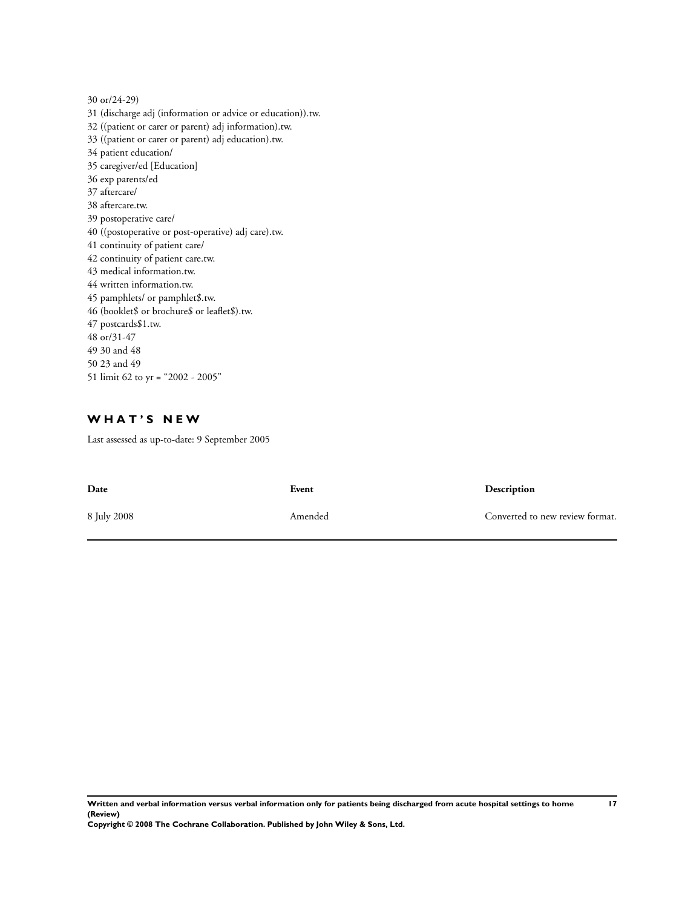30 or/24-29)
31 (discharge adj (information or advice or education)).tw.
32 ((patient or carer or parent) adj information).tw.
33 ((patient or carer or parent) adj education).tw.
34 patient education/
35 caregiver/ed [Education]
36 exp parents/ed
37 aftercare/
38 aftercare.tw.
39 postoperative care/
40 ((postoperative or post-operative) adj care).tw.
41 continuity of patient care/
42 continuity of patient care.tw.
43 medical information.tw.
44 written information.tw.
45 pamphlets/ or pamphlet$.tw.
46 (booklet$ or brochure$ or leaflet$).tw.
47 postcards$1.tw.
48 or/31-47
49 30 and 48
50 23 and 49
51 limit 62 to yr = "2002 - 2005"

## WHAT'S NEW

Last assessed as up-to-date: 9 September 2005

| Date | Event | Description |
|---|---|---|
| 8 July 2008 | Amended | Converted to new review format. |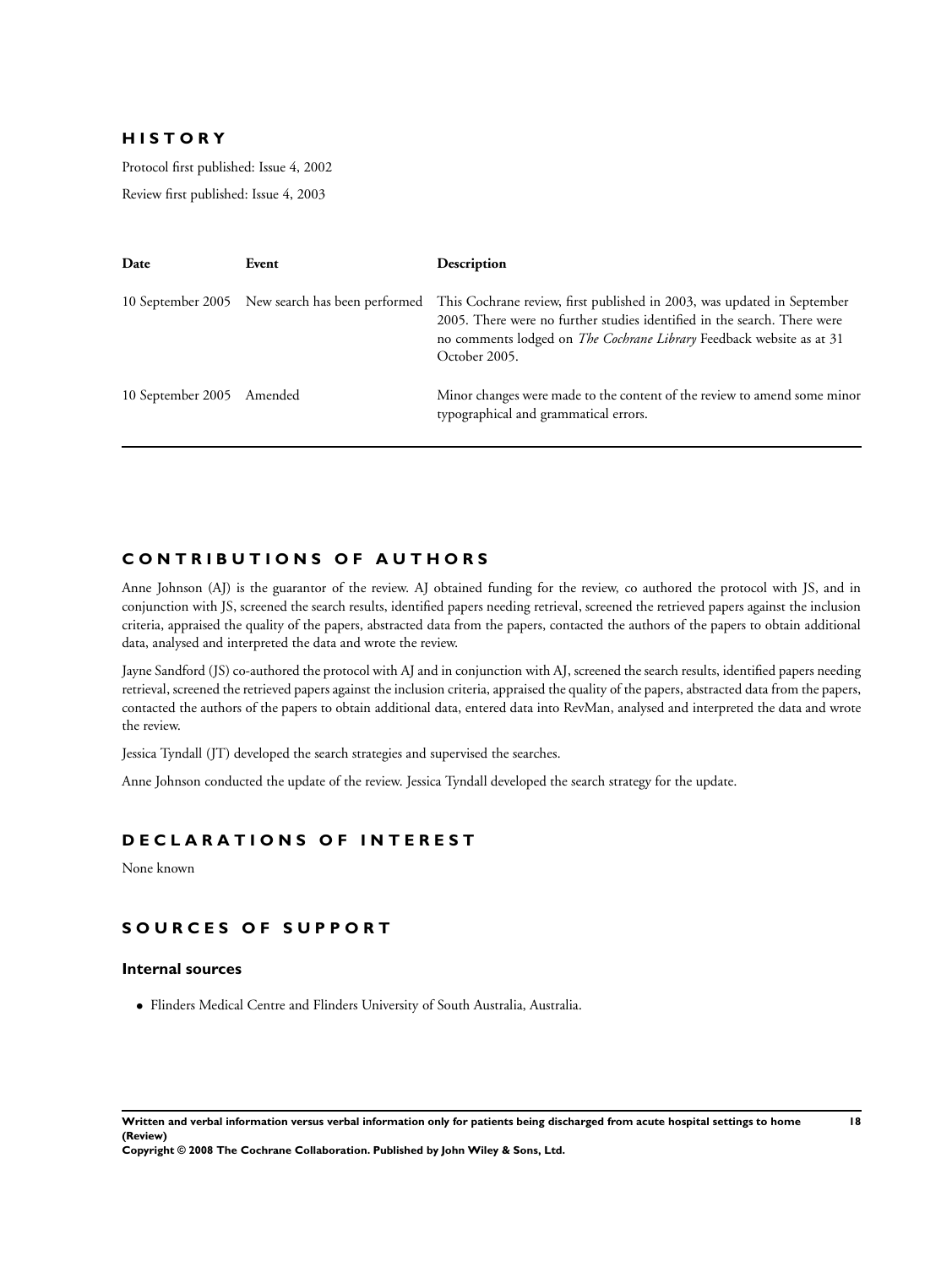## HISTORY

Protocol first published: Issue 4, 2002

Review first published: Issue 4, 2003

| Date | Event | Description |
|---|---|---|
| 10 September 2005 | New search has been performed | This Cochrane review, first published in 2003, was updated in September 2005. There were no further studies identified in the search. There were no comments lodged on *The Cochrane Library* Feedback website as at 31 October 2005. |
| 10 September 2005 | Amended | Minor changes were made to the content of the review to amend some minor typographical and grammatical errors. |

## CONTRIBUTIONS OF AUTHORS

Anne Johnson (AJ) is the guarantor of the review. AJ obtained funding for the review, co authored the protocol with JS, and in conjunction with JS, screened the search results, identified papers needing retrieval, screened the retrieved papers against the inclusion criteria, appraised the quality of the papers, abstracted data from the papers, contacted the authors of the papers to obtain additional data, analysed and interpreted the data and wrote the review.

Jayne Sandford (JS) co-authored the protocol with AJ and in conjunction with AJ, screened the search results, identified papers needing retrieval, screened the retrieved papers against the inclusion criteria, appraised the quality of the papers, abstracted data from the papers, contacted the authors of the papers to obtain additional data, entered data into RevMan, analysed and interpreted the data and wrote the review.

Jessica Tyndall (JT) developed the search strategies and supervised the searches.

Anne Johnson conducted the update of the review. Jessica Tyndall developed the search strategy for the update.

## DECLARATIONS OF INTEREST

None known

## SOURCES OF SUPPORT

### Internal sources

- Flinders Medical Centre and Flinders University of South Australia, Australia.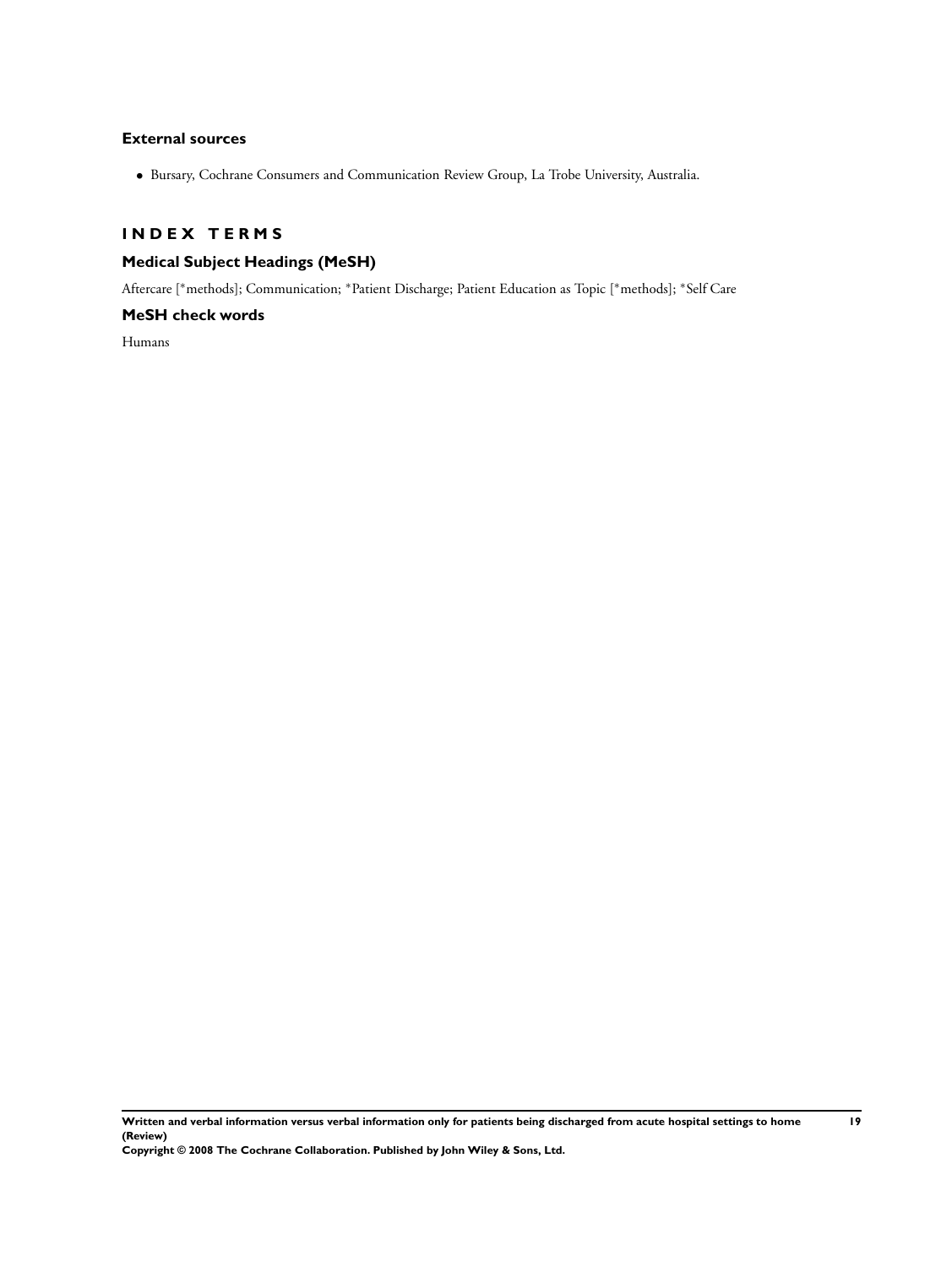### External sources

- Bursary, Cochrane Consumers and Communication Review Group, La Trobe University, Australia.

## INDEX TERMS

### Medical Subject Headings (MeSH)

Aftercare [*methods]; Communication; *Patient Discharge; Patient Education as Topic [*methods]; *Self Care

### MeSH check words

Humans